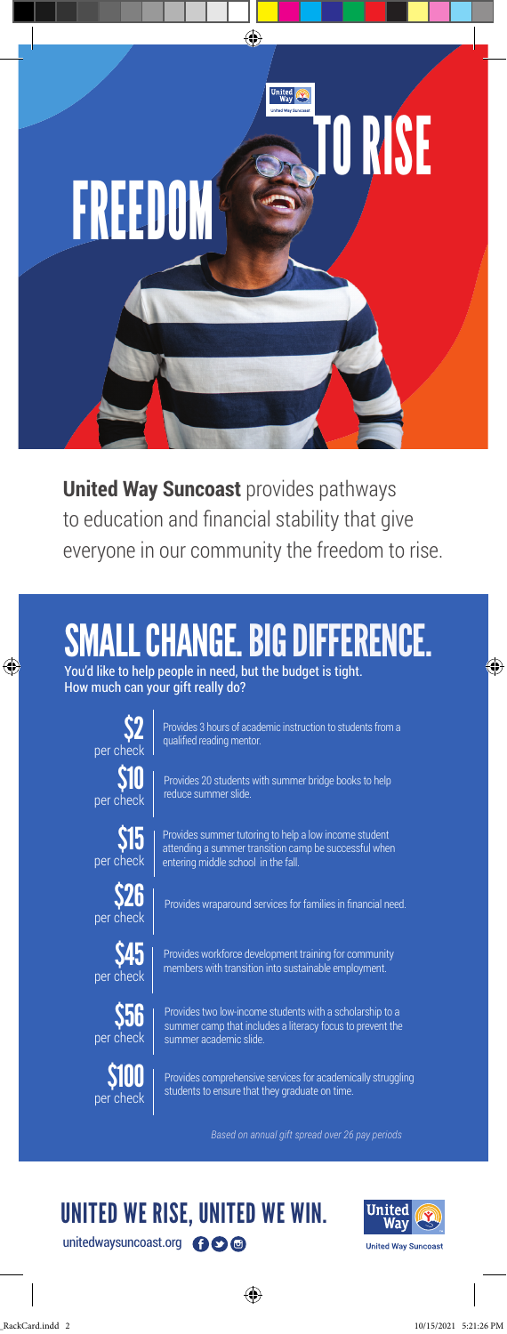# FREEDOM TO RISE

**United Way Suncoast** provides pathways to education and financial stability that give everyone in our community the freedom to rise.

## SMALL CHANGE. BIG DIFFERENCE.

You'd like to help people in need, but the budget is tight. How much can your gift really do?

**$2** per check — Provides 3 hours of academic instruction to students from a qualified reading mentor.

**$10** per check — Provides 20 students with summer bridge books to help reduce summer slide.

**$15** per check — Provides summer tutoring to help a low income student attending a summer transition camp be successful when entering middle school in the fall.

**$26** per check — Provides wraparound services for families in financial need.

**$45** per check — Provides workforce development training for community members with transition into sustainable employment.

**$56** per check — Provides two low-income students with a scholarship to a summer camp that includes a literacy focus to prevent the summer academic slide.

**$100** per check — Provides comprehensive services for academically struggling students to ensure that they graduate on time.

*Based on annual gift spread over 26 pay periods*

## UNITED WE RISE, UNITED WE WIN.

unitedwaysuncoast.org

United Way Suncoast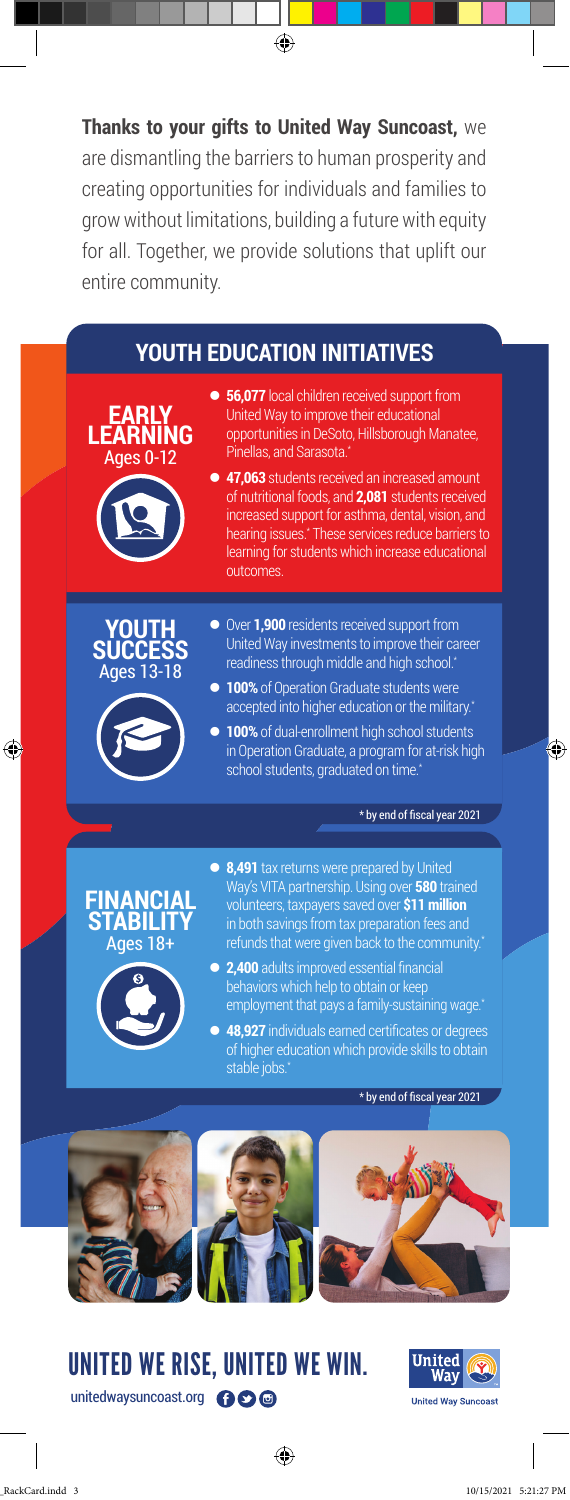**Thanks to your gifts to United Way Suncoast,** we are dismantling the barriers to human prosperity and creating opportunities for individuals and families to grow without limitations, building a future with equity for all. Together, we provide solutions that uplift our entire community.

# YOUTH EDUCATION INITIATIVES

## EARLY LEARNING
Ages 0-12

- **56,077** local children received support from United Way to improve their educational opportunities in DeSoto, Hillsborough Manatee, Pinellas, and Sarasota.*
- **47,063** students received an increased amount of nutritional foods, and **2,081** students received increased support for asthma, dental, vision, and hearing issues.* These services reduce barriers to learning for students which increase educational outcomes.

## YOUTH SUCCESS
Ages 13-18

- Over **1,900** residents received support from United Way investments to improve their career readiness through middle and high school.*
- **100%** of Operation Graduate students were accepted into higher education or the military.*
- **100%** of dual-enrollment high school students in Operation Graduate, a program for at-risk high school students, graduated on time.*

\* by end of fiscal year 2021

## FINANCIAL STABILITY
Ages 18+

- **8,491** tax returns were prepared by United Way's VITA partnership. Using over **580** trained volunteers, taxpayers saved over **$11 million** in both savings from tax preparation fees and refunds that were given back to the community.*
- **2,400** adults improved essential financial behaviors which help to obtain or keep employment that pays a family-sustaining wage.*
- **48,927** individuals earned certificates or degrees of higher education which provide skills to obtain stable jobs.*

\* by end of fiscal year 2021

# UNITED WE RISE, UNITED WE WIN.

unitedwaysuncoast.org

United Way Suncoast